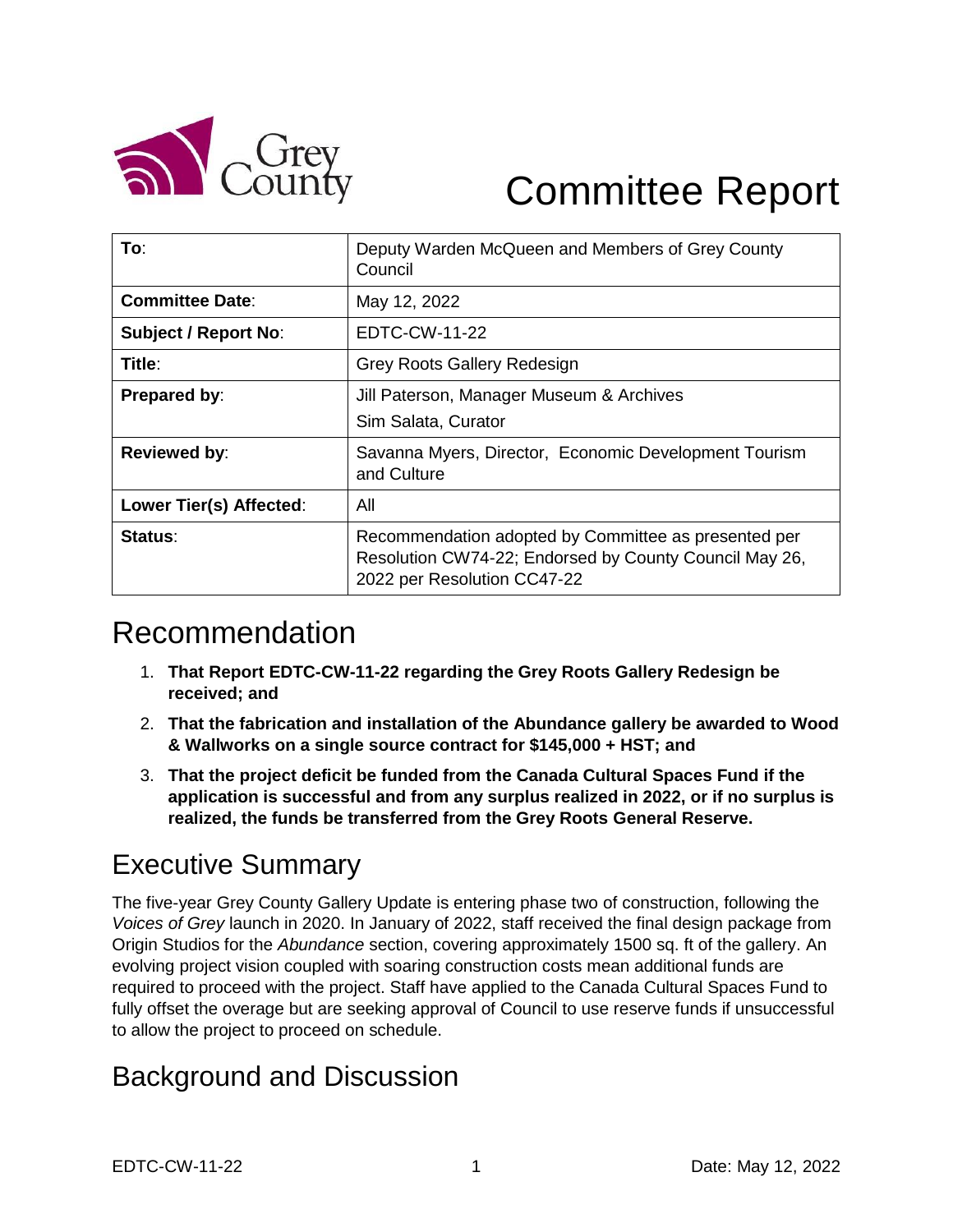# Committee Report

| To: | Deputy Warden McQueen and Members of Grey County Council |
|---|---|
| Committee Date: | May 12, 2022 |
| Subject / Report No: | EDTC-CW-11-22 |
| Title: | Grey Roots Gallery Redesign |
| Prepared by: | Jill Paterson, Manager Museum & Archives<br>Sim Salata, Curator |
| Reviewed by: | Savanna Myers, Director, Economic Development Tourism and Culture |
| Lower Tier(s) Affected: | All |
| Status: | Recommendation adopted by Committee as presented per Resolution CW74-22; Endorsed by County Council May 26, 2022 per Resolution CC47-22 |

## Recommendation

1. **That Report EDTC-CW-11-22 regarding the Grey Roots Gallery Redesign be received; and**
2. **That the fabrication and installation of the Abundance gallery be awarded to Wood & Wallworks on a single source contract for $145,000 + HST; and**
3. **That the project deficit be funded from the Canada Cultural Spaces Fund if the application is successful and from any surplus realized in 2022, or if no surplus is realized, the funds be transferred from the Grey Roots General Reserve.**

## Executive Summary

The five-year Grey County Gallery Update is entering phase two of construction, following the *Voices of Grey* launch in 2020. In January of 2022, staff received the final design package from Origin Studios for the *Abundance* section, covering approximately 1500 sq. ft of the gallery. An evolving project vision coupled with soaring construction costs mean additional funds are required to proceed with the project. Staff have applied to the Canada Cultural Spaces Fund to fully offset the overage but are seeking approval of Council to use reserve funds if unsuccessful to allow the project to proceed on schedule.

## Background and Discussion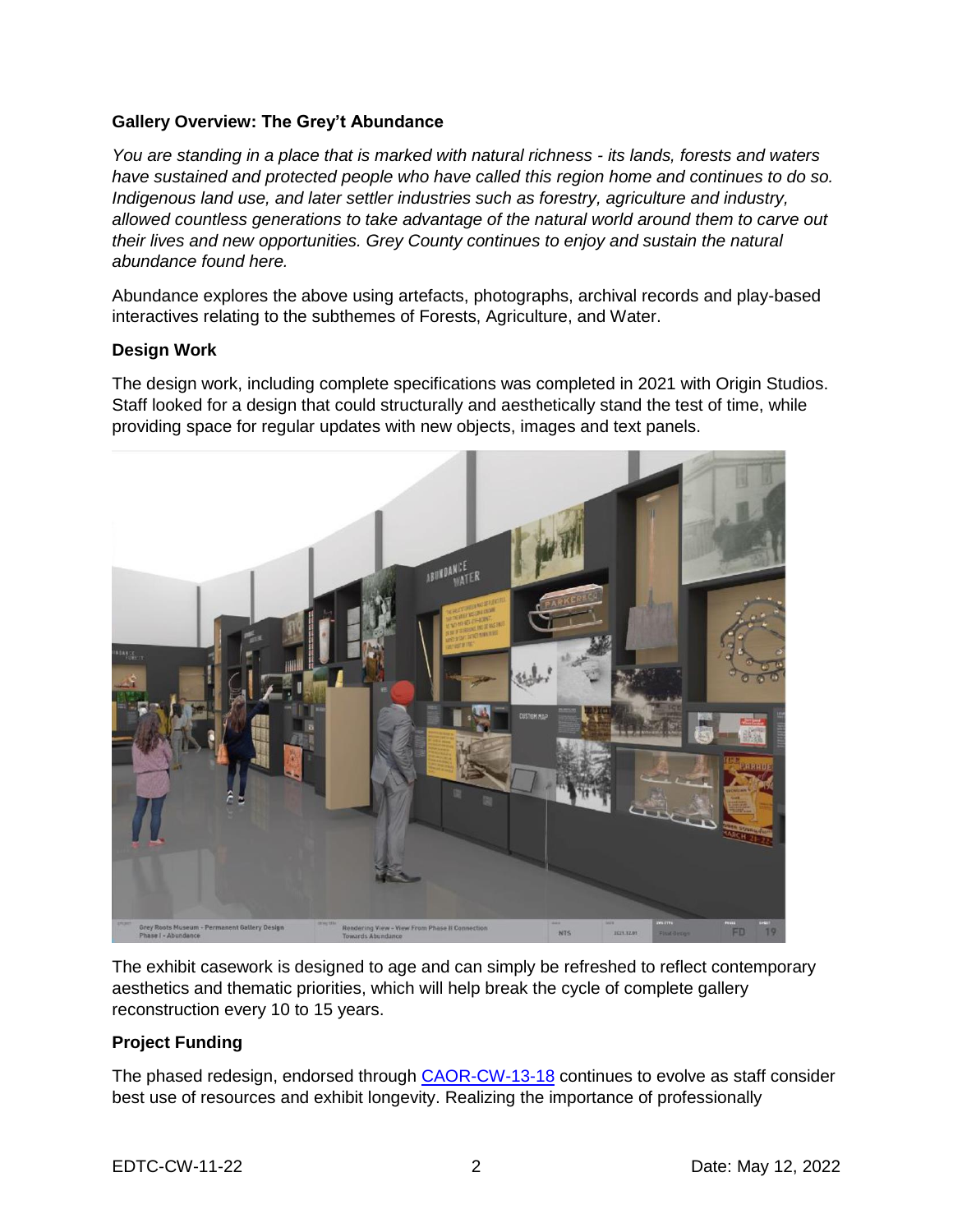**Gallery Overview: The Grey't Abundance**

*You are standing in a place that is marked with natural richness - its lands, forests and waters have sustained and protected people who have called this region home and continues to do so. Indigenous land use, and later settler industries such as forestry, agriculture and industry, allowed countless generations to take advantage of the natural world around them to carve out their lives and new opportunities. Grey County continues to enjoy and sustain the natural abundance found here.*

Abundance explores the above using artefacts, photographs, archival records and play-based interactives relating to the subthemes of Forests, Agriculture, and Water.

**Design Work**

The design work, including complete specifications was completed in 2021 with Origin Studios. Staff looked for a design that could structurally and aesthetically stand the test of time, while providing space for regular updates with new objects, images and text panels.

The exhibit casework is designed to age and can simply be refreshed to reflect contemporary aesthetics and thematic priorities, which will help break the cycle of complete gallery reconstruction every 10 to 15 years.

**Project Funding**

The phased redesign, endorsed through [CAOR-CW-13-18](CAOR-CW-13-18) continues to evolve as staff consider best use of resources and exhibit longevity. Realizing the importance of professionally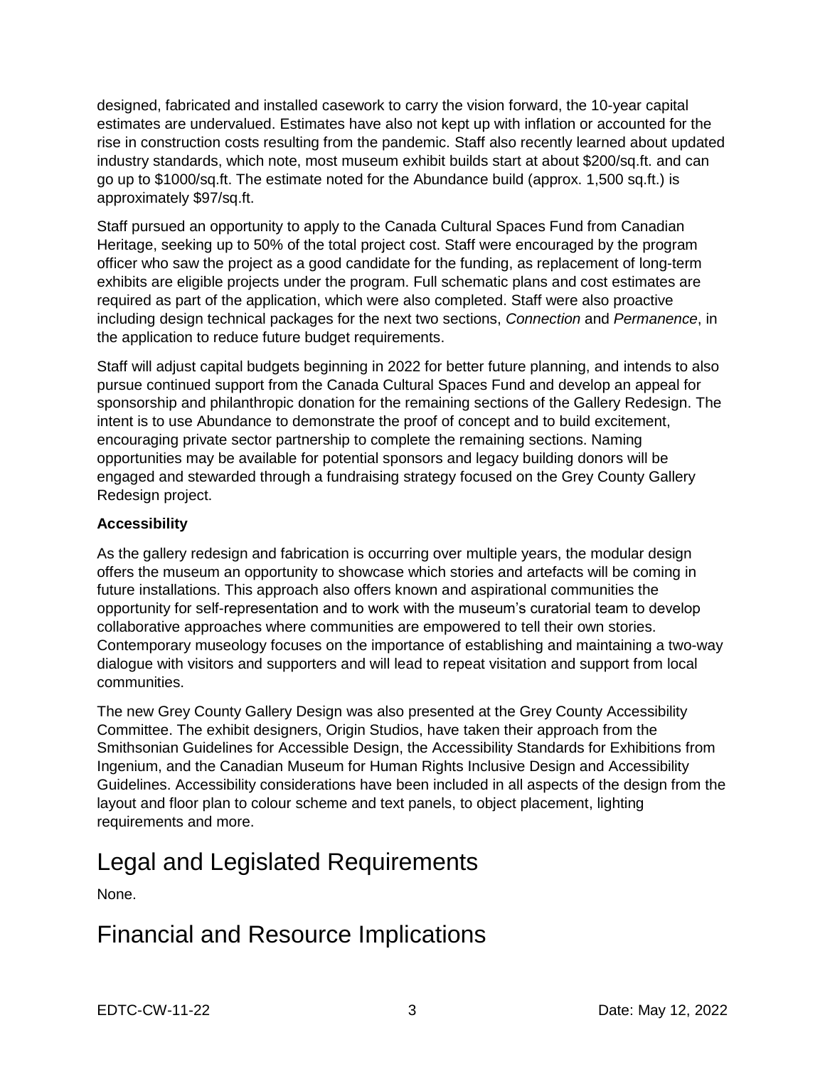designed, fabricated and installed casework to carry the vision forward, the 10-year capital estimates are undervalued. Estimates have also not kept up with inflation or accounted for the rise in construction costs resulting from the pandemic. Staff also recently learned about updated industry standards, which note, most museum exhibit builds start at about $200/sq.ft. and can go up to $1000/sq.ft. The estimate noted for the Abundance build (approx. 1,500 sq.ft.) is approximately $97/sq.ft.

Staff pursued an opportunity to apply to the Canada Cultural Spaces Fund from Canadian Heritage, seeking up to 50% of the total project cost. Staff were encouraged by the program officer who saw the project as a good candidate for the funding, as replacement of long-term exhibits are eligible projects under the program. Full schematic plans and cost estimates are required as part of the application, which were also completed. Staff were also proactive including design technical packages for the next two sections, *Connection* and *Permanence*, in the application to reduce future budget requirements.

Staff will adjust capital budgets beginning in 2022 for better future planning, and intends to also pursue continued support from the Canada Cultural Spaces Fund and develop an appeal for sponsorship and philanthropic donation for the remaining sections of the Gallery Redesign. The intent is to use Abundance to demonstrate the proof of concept and to build excitement, encouraging private sector partnership to complete the remaining sections. Naming opportunities may be available for potential sponsors and legacy building donors will be engaged and stewarded through a fundraising strategy focused on the Grey County Gallery Redesign project.

**Accessibility**

As the gallery redesign and fabrication is occurring over multiple years, the modular design offers the museum an opportunity to showcase which stories and artefacts will be coming in future installations. This approach also offers known and aspirational communities the opportunity for self-representation and to work with the museum's curatorial team to develop collaborative approaches where communities are empowered to tell their own stories. Contemporary museology focuses on the importance of establishing and maintaining a two-way dialogue with visitors and supporters and will lead to repeat visitation and support from local communities.

The new Grey County Gallery Design was also presented at the Grey County Accessibility Committee. The exhibit designers, Origin Studios, have taken their approach from the Smithsonian Guidelines for Accessible Design, the Accessibility Standards for Exhibitions from Ingenium, and the Canadian Museum for Human Rights Inclusive Design and Accessibility Guidelines. Accessibility considerations have been included in all aspects of the design from the layout and floor plan to colour scheme and text panels, to object placement, lighting requirements and more.

# Legal and Legislated Requirements

None.

# Financial and Resource Implications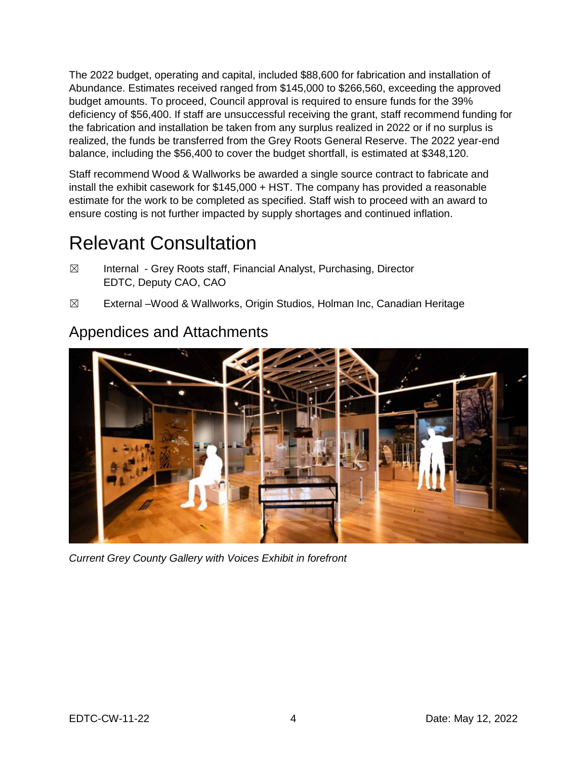The 2022 budget, operating and capital, included $88,600 for fabrication and installation of Abundance. Estimates received ranged from $145,000 to $266,560, exceeding the approved budget amounts. To proceed, Council approval is required to ensure funds for the 39% deficiency of $56,400. If staff are unsuccessful receiving the grant, staff recommend funding for the fabrication and installation be taken from any surplus realized in 2022 or if no surplus is realized, the funds be transferred from the Grey Roots General Reserve. The 2022 year-end balance, including the $56,400 to cover the budget shortfall, is estimated at $348,120.

Staff recommend Wood & Wallworks be awarded a single source contract to fabricate and install the exhibit casework for $145,000 + HST. The company has provided a reasonable estimate for the work to be completed as specified. Staff wish to proceed with an award to ensure costing is not further impacted by supply shortages and continued inflation.

# Relevant Consultation

☒ Internal - Grey Roots staff, Financial Analyst, Purchasing, Director EDTC, Deputy CAO, CAO

☒ External –Wood & Wallworks, Origin Studios, Holman Inc, Canadian Heritage

## Appendices and Attachments

*Current Grey County Gallery with Voices Exhibit in forefront*